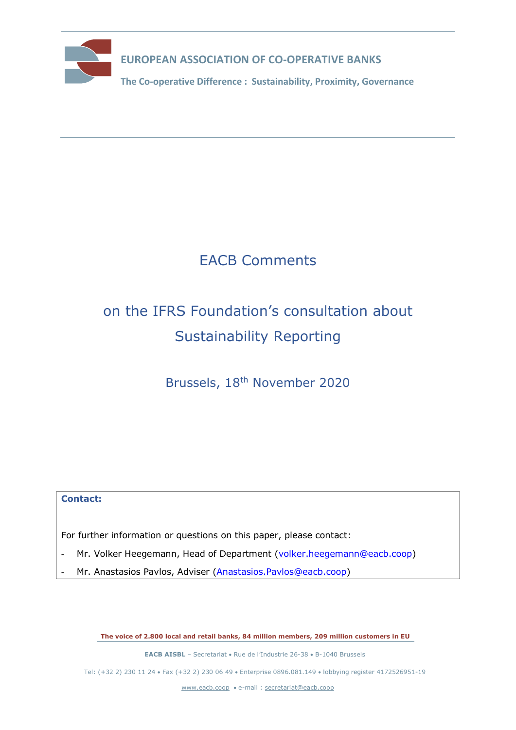**EUROPEAN ASSOCIATION OF CO-OPERATIVE BANKS**

**The Co-operative Difference : Sustainability, Proximity, Governance**

# EACB Comments

# on the IFRS Foundation's consultation about Sustainability Reporting

Brussels, 18th November 2020

**Contact:**

For further information or questions on this paper, please contact:

- Mr. Volker Heegemann, Head of Department (volker.heegemann@eacb.coop)
- Mr. Anastasios Pavlos, Adviser (Anastasios.Pavlos@eacb.coop)

**The voice of 2.800 local and retail banks, 84 million members, 209 million customers in EU**

**EACB AISBL** – Secretariat • Rue de l'Industrie 26-38 • B-1040 Brussels

Tel: (+32 2) 230 11 24 • Fax (+32 2) 230 06 49 • Enterprise 0896.081.149 • lobbying register 4172526951-19

www.eacb.coop • e-mail : secretariat@eacb.coop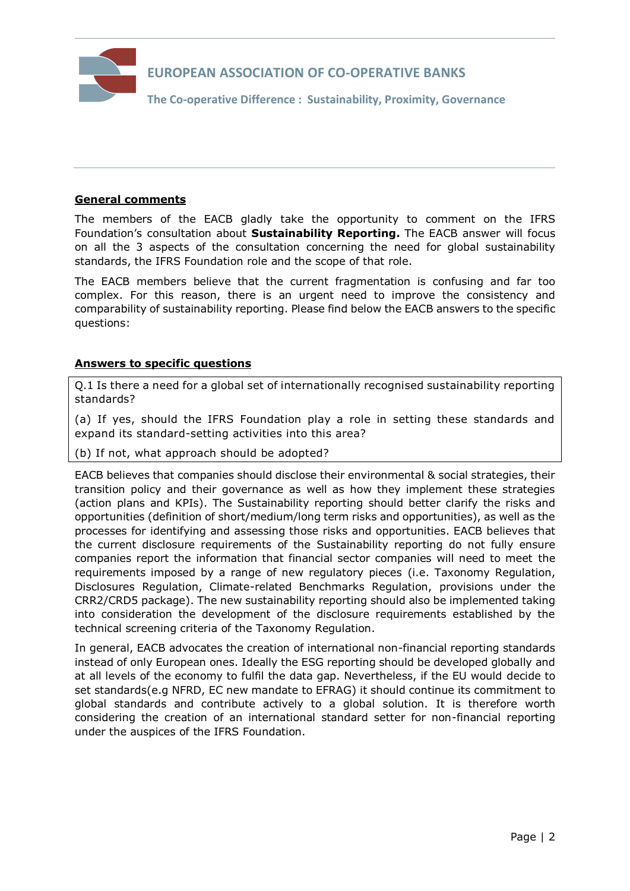**General comments**

The members of the EACB gladly take the opportunity to comment on the IFRS Foundation's consultation about **Sustainability Reporting.** The EACB answer will focus on all the 3 aspects of the consultation concerning the need for global sustainability standards, the IFRS Foundation role and the scope of that role.

The EACB members believe that the current fragmentation is confusing and far too complex. For this reason, there is an urgent need to improve the consistency and comparability of sustainability reporting. Please find below the EACB answers to the specific questions:

**Answers to specific questions**

> Q.1 Is there a need for a global set of internationally recognised sustainability reporting standards?
>
> (a) If yes, should the IFRS Foundation play a role in setting these standards and expand its standard-setting activities into this area?
>
> (b) If not, what approach should be adopted?

EACB believes that companies should disclose their environmental & social strategies, their transition policy and their governance as well as how they implement these strategies (action plans and KPIs). The Sustainability reporting should better clarify the risks and opportunities (definition of short/medium/long term risks and opportunities), as well as the processes for identifying and assessing those risks and opportunities. EACB believes that the current disclosure requirements of the Sustainability reporting do not fully ensure companies report the information that financial sector companies will need to meet the requirements imposed by a range of new regulatory pieces (i.e. Taxonomy Regulation, Disclosures Regulation, Climate-related Benchmarks Regulation, provisions under the CRR2/CRD5 package). The new sustainability reporting should also be implemented taking into consideration the development of the disclosure requirements established by the technical screening criteria of the Taxonomy Regulation.

In general, EACB advocates the creation of international non-financial reporting standards instead of only European ones. Ideally the ESG reporting should be developed globally and at all levels of the economy to fulfil the data gap. Nevertheless, if the EU would decide to set standards(e.g NFRD, EC new mandate to EFRAG) it should continue its commitment to global standards and contribute actively to a global solution. It is therefore worth considering the creation of an international standard setter for non-financial reporting under the auspices of the IFRS Foundation.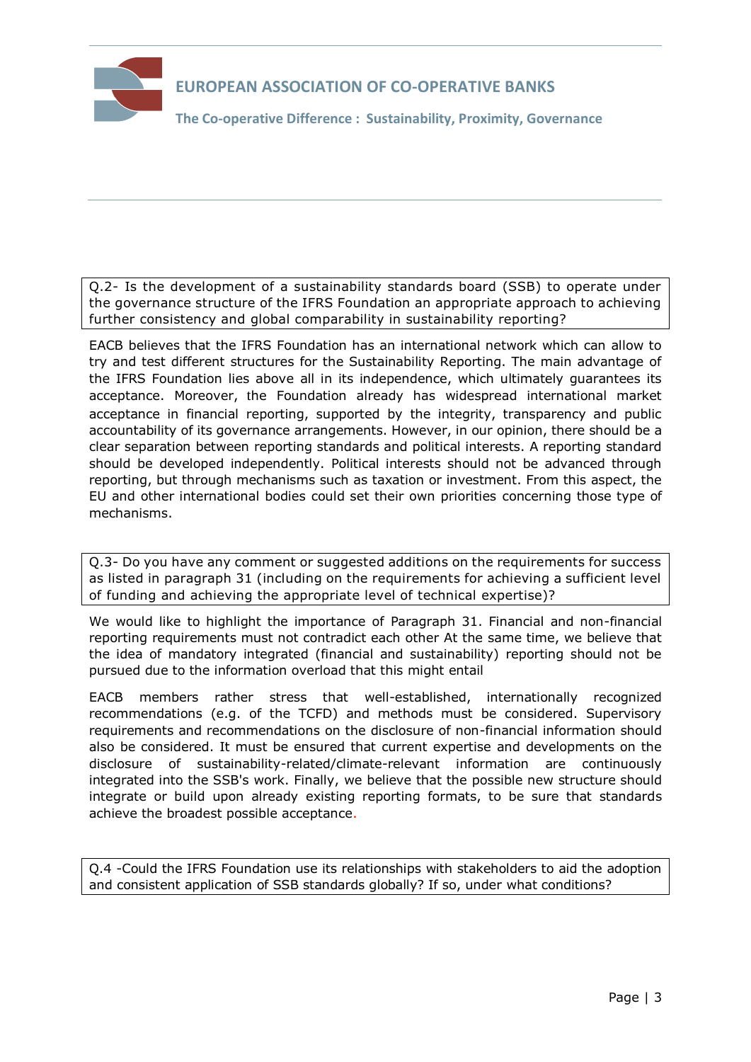**Q.2- Is the development of a sustainability standards board (SSB) to operate under the governance structure of the IFRS Foundation an appropriate approach to achieving further consistency and global comparability in sustainability reporting?**

EACB believes that the IFRS Foundation has an international network which can allow to try and test different structures for the Sustainability Reporting. The main advantage of the IFRS Foundation lies above all in its independence, which ultimately guarantees its acceptance. Moreover, the Foundation already has widespread international market acceptance in financial reporting, supported by the integrity, transparency and public accountability of its governance arrangements. However, in our opinion, there should be a clear separation between reporting standards and political interests. A reporting standard should be developed independently. Political interests should not be advanced through reporting, but through mechanisms such as taxation or investment. From this aspect, the EU and other international bodies could set their own priorities concerning those type of mechanisms.

**Q.3- Do you have any comment or suggested additions on the requirements for success as listed in paragraph 31 (including on the requirements for achieving a sufficient level of funding and achieving the appropriate level of technical expertise)?**

We would like to highlight the importance of Paragraph 31. Financial and non-financial reporting requirements must not contradict each other At the same time, we believe that the idea of mandatory integrated (financial and sustainability) reporting should not be pursued due to the information overload that this might entail

EACB members rather stress that well-established, internationally recognized recommendations (e.g. of the TCFD) and methods must be considered. Supervisory requirements and recommendations on the disclosure of non-financial information should also be considered. It must be ensured that current expertise and developments on the disclosure of sustainability-related/climate-relevant information are continuously integrated into the SSB's work. Finally, we believe that the possible new structure should integrate or build upon already existing reporting formats, to be sure that standards achieve the broadest possible acceptance.

**Q.4 -Could the IFRS Foundation use its relationships with stakeholders to aid the adoption and consistent application of SSB standards globally? If so, under what conditions?**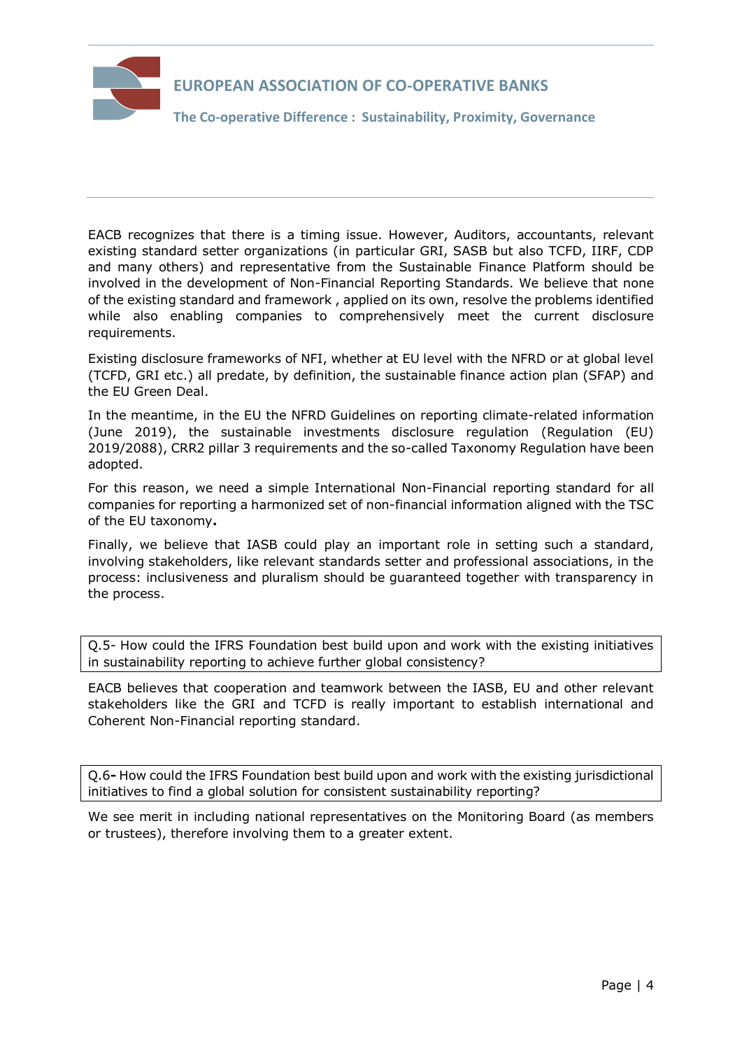EACB recognizes that there is a timing issue. However, Auditors, accountants, relevant existing standard setter organizations (in particular GRI, SASB but also TCFD, IIRF, CDP and many others) and representative from the Sustainable Finance Platform should be involved in the development of Non-Financial Reporting Standards. We believe that none of the existing standard and framework , applied on its own, resolve the problems identified while also enabling companies to comprehensively meet the current disclosure requirements.

Existing disclosure frameworks of NFI, whether at EU level with the NFRD or at global level (TCFD, GRI etc.) all predate, by definition, the sustainable finance action plan (SFAP) and the EU Green Deal.

In the meantime, in the EU the NFRD Guidelines on reporting climate-related information (June 2019), the sustainable investments disclosure regulation (Regulation (EU) 2019/2088), CRR2 pillar 3 requirements and the so-called Taxonomy Regulation have been adopted.

For this reason, we need a simple International Non-Financial reporting standard for all companies for reporting a harmonized set of non-financial information aligned with the TSC of the EU taxonomy**.**

Finally, we believe that IASB could play an important role in setting such a standard, involving stakeholders, like relevant standards setter and professional associations, in the process: inclusiveness and pluralism should be guaranteed together with transparency in the process.

Q.5- How could the IFRS Foundation best build upon and work with the existing initiatives in sustainability reporting to achieve further global consistency?

EACB believes that cooperation and teamwork between the IASB, EU and other relevant stakeholders like the GRI and TCFD is really important to establish international and Coherent Non-Financial reporting standard.

Q.6**-** How could the IFRS Foundation best build upon and work with the existing jurisdictional initiatives to find a global solution for consistent sustainability reporting?

We see merit in including national representatives on the Monitoring Board (as members or trustees), therefore involving them to a greater extent.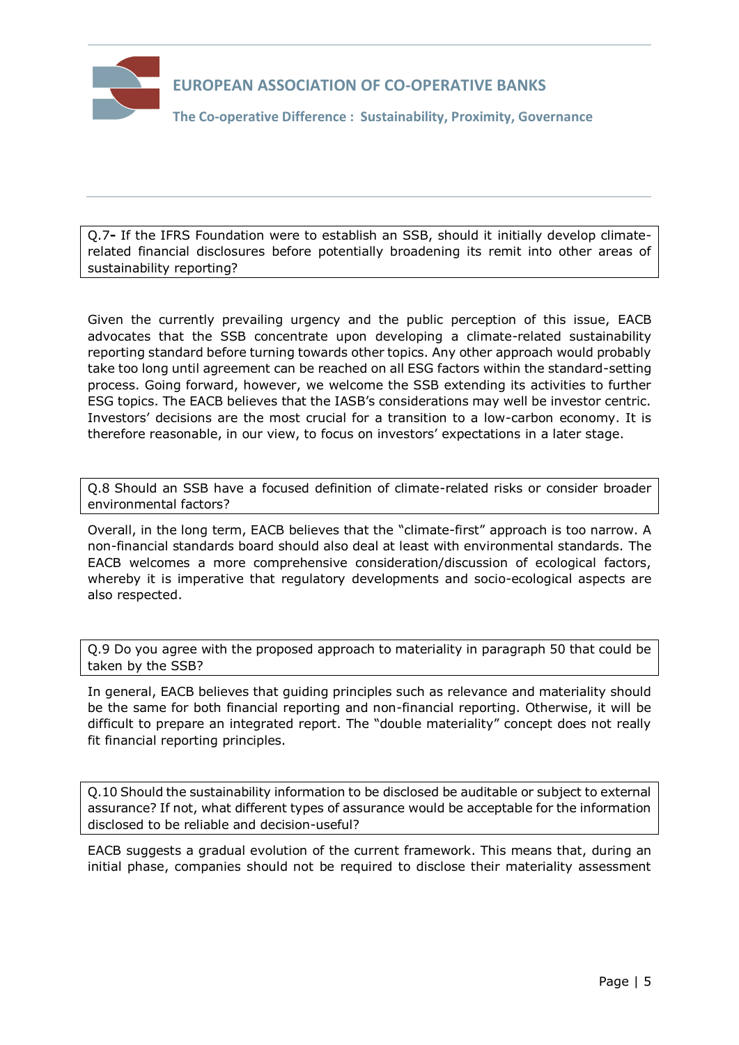Q.7**-** If the IFRS Foundation were to establish an SSB, should it initially develop climate-related financial disclosures before potentially broadening its remit into other areas of sustainability reporting?

Given the currently prevailing urgency and the public perception of this issue, EACB advocates that the SSB concentrate upon developing a climate-related sustainability reporting standard before turning towards other topics. Any other approach would probably take too long until agreement can be reached on all ESG factors within the standard-setting process. Going forward, however, we welcome the SSB extending its activities to further ESG topics. The EACB believes that the IASB's considerations may well be investor centric. Investors' decisions are the most crucial for a transition to a low-carbon economy. It is therefore reasonable, in our view, to focus on investors' expectations in a later stage.

Q.8 Should an SSB have a focused definition of climate-related risks or consider broader environmental factors?

Overall, in the long term, EACB believes that the "climate-first" approach is too narrow. A non-financial standards board should also deal at least with environmental standards. The EACB welcomes a more comprehensive consideration/discussion of ecological factors, whereby it is imperative that regulatory developments and socio-ecological aspects are also respected.

Q.9 Do you agree with the proposed approach to materiality in paragraph 50 that could be taken by the SSB?

In general, EACB believes that guiding principles such as relevance and materiality should be the same for both financial reporting and non-financial reporting. Otherwise, it will be difficult to prepare an integrated report. The "double materiality" concept does not really fit financial reporting principles.

Q.10 Should the sustainability information to be disclosed be auditable or subject to external assurance? If not, what different types of assurance would be acceptable for the information disclosed to be reliable and decision-useful?

EACB suggests a gradual evolution of the current framework. This means that, during an initial phase, companies should not be required to disclose their materiality assessment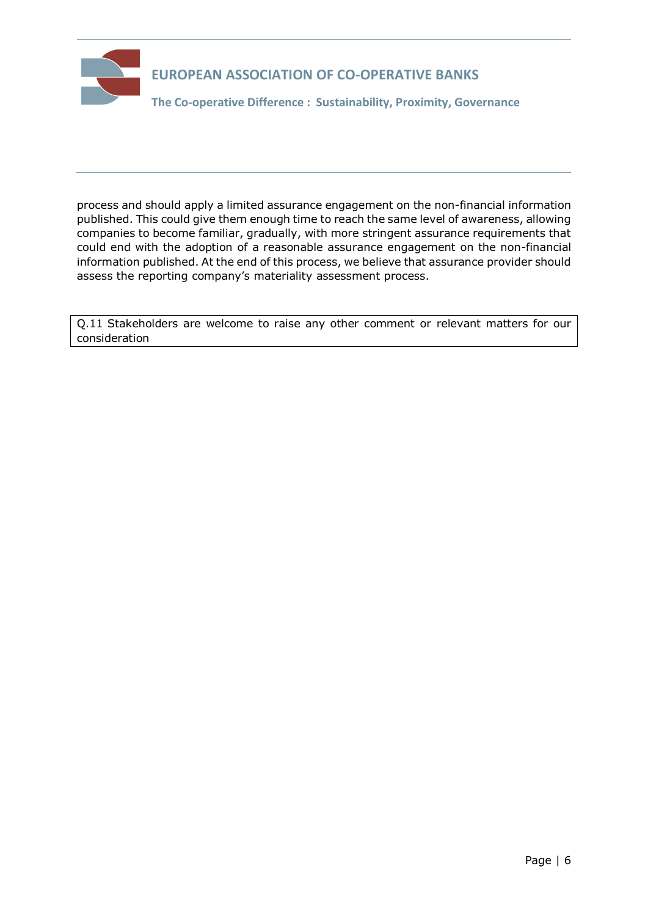process and should apply a limited assurance engagement on the non-financial information published. This could give them enough time to reach the same level of awareness, allowing companies to become familiar, gradually, with more stringent assurance requirements that could end with the adoption of a reasonable assurance engagement on the non-financial information published. At the end of this process, we believe that assurance provider should assess the reporting company's materiality assessment process.

| |
|---|
| Q.11 Stakeholders are welcome to raise any other comment or relevant matters for our consideration |